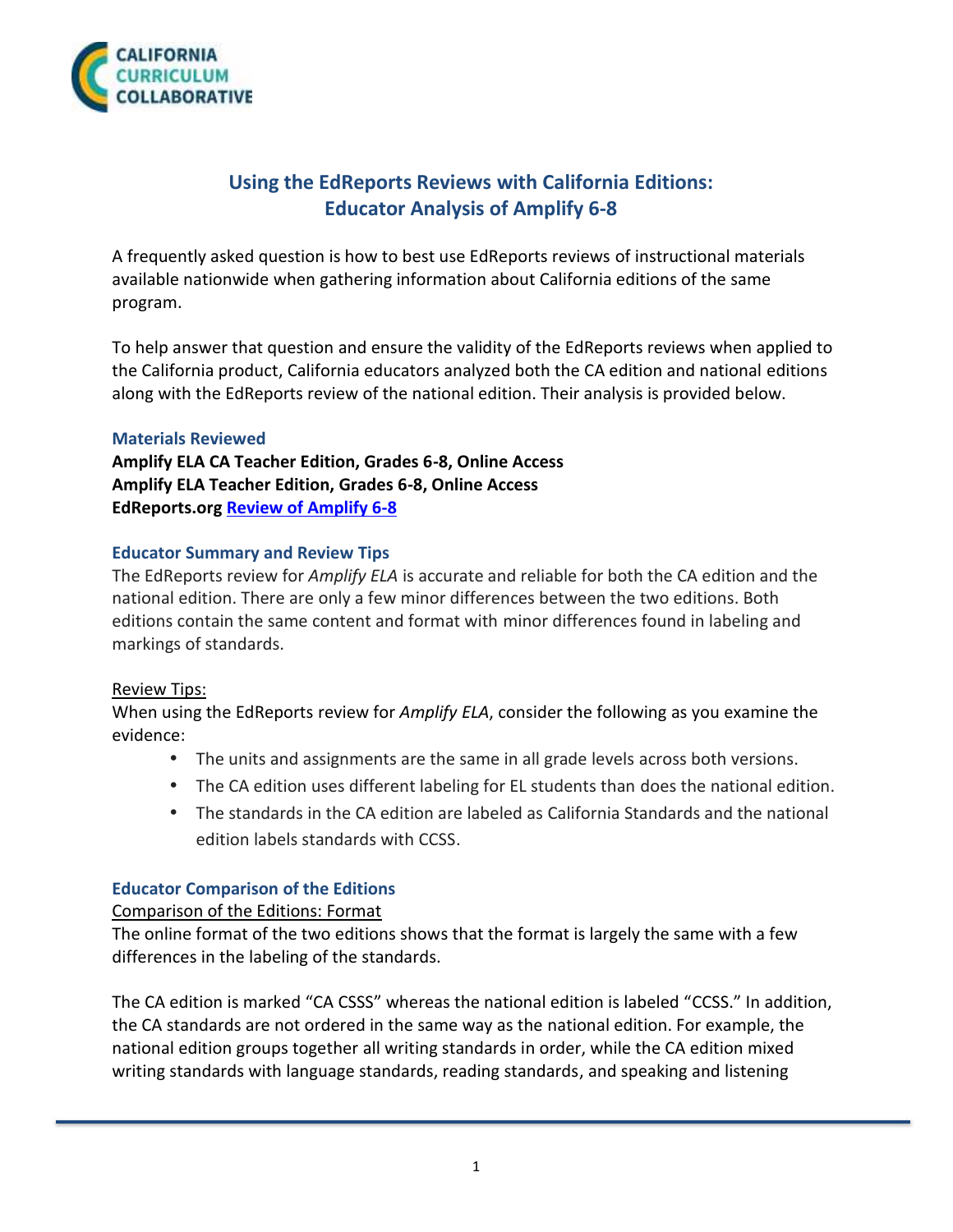CALIFORNIA CURRICULUM COLLABORATIVE

# Using the EdReports Reviews with California Editions: Educator Analysis of Amplify 6-8

A frequently asked question is how to best use EdReports reviews of instructional materials available nationwide when gathering information about California editions of the same program.

To help answer that question and ensure the validity of the EdReports reviews when applied to the California product, California educators analyzed both the CA edition and national editions along with the EdReports review of the national edition. Their analysis is provided below.

## Materials Reviewed

**Amplify ELA CA Teacher Edition, Grades 6-8, Online Access**
**Amplify ELA Teacher Edition, Grades 6-8, Online Access**
**EdReports.org Review of Amplify 6-8**

## Educator Summary and Review Tips

The EdReports review for *Amplify ELA* is accurate and reliable for both the CA edition and the national edition. There are only a few minor differences between the two editions. Both editions contain the same content and format with minor differences found in labeling and markings of standards.

Review Tips:

When using the EdReports review for *Amplify ELA*, consider the following as you examine the evidence:

- The units and assignments are the same in all grade levels across both versions.
- The CA edition uses different labeling for EL students than does the national edition.
- The standards in the CA edition are labeled as California Standards and the national edition labels standards with CCSS.

## Educator Comparison of the Editions

Comparison of the Editions: Format

The online format of the two editions shows that the format is largely the same with a few differences in the labeling of the standards.

The CA edition is marked "CA CSSS" whereas the national edition is labeled "CCSS." In addition, the CA standards are not ordered in the same way as the national edition. For example, the national edition groups together all writing standards in order, while the CA edition mixed writing standards with language standards, reading standards, and speaking and listening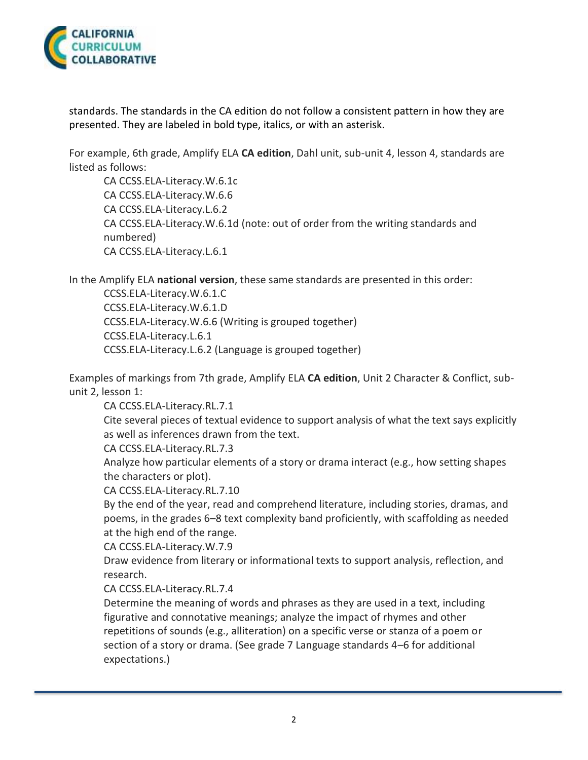standards. The standards in the CA edition do not follow a consistent pattern in how they are presented. They are labeled in bold type, italics, or with an asterisk.

For example, 6th grade, Amplify ELA **CA edition**, Dahl unit, sub-unit 4, lesson 4, standards are listed as follows:

> CA CCSS.ELA-Literacy.W.6.1c
> CA CCSS.ELA-Literacy.W.6.6
> CA CCSS.ELA-Literacy.L.6.2
> CA CCSS.ELA-Literacy.W.6.1d (note: out of order from the writing standards and numbered)
> CA CCSS.ELA-Literacy.L.6.1

In the Amplify ELA **national version**, these same standards are presented in this order:

> CCSS.ELA-Literacy.W.6.1.C
> CCSS.ELA-Literacy.W.6.1.D
> CCSS.ELA-Literacy.W.6.6 (Writing is grouped together)
> CCSS.ELA-Literacy.L.6.1
> CCSS.ELA-Literacy.L.6.2 (Language is grouped together)

Examples of markings from 7th grade, Amplify ELA **CA edition**, Unit 2 Character & Conflict, sub-unit 2, lesson 1:

> CA CCSS.ELA-Literacy.RL.7.1
> Cite several pieces of textual evidence to support analysis of what the text says explicitly as well as inferences drawn from the text.
> CA CCSS.ELA-Literacy.RL.7.3
> Analyze how particular elements of a story or drama interact (e.g., how setting shapes the characters or plot).
> CA CCSS.ELA-Literacy.RL.7.10
> By the end of the year, read and comprehend literature, including stories, dramas, and poems, in the grades 6–8 text complexity band proficiently, with scaffolding as needed at the high end of the range.
> CA CCSS.ELA-Literacy.W.7.9
> Draw evidence from literary or informational texts to support analysis, reflection, and research.
> CA CCSS.ELA-Literacy.RL.7.4
> Determine the meaning of words and phrases as they are used in a text, including figurative and connotative meanings; analyze the impact of rhymes and other repetitions of sounds (e.g., alliteration) on a specific verse or stanza of a poem or section of a story or drama. (See grade 7 Language standards 4–6 for additional expectations.)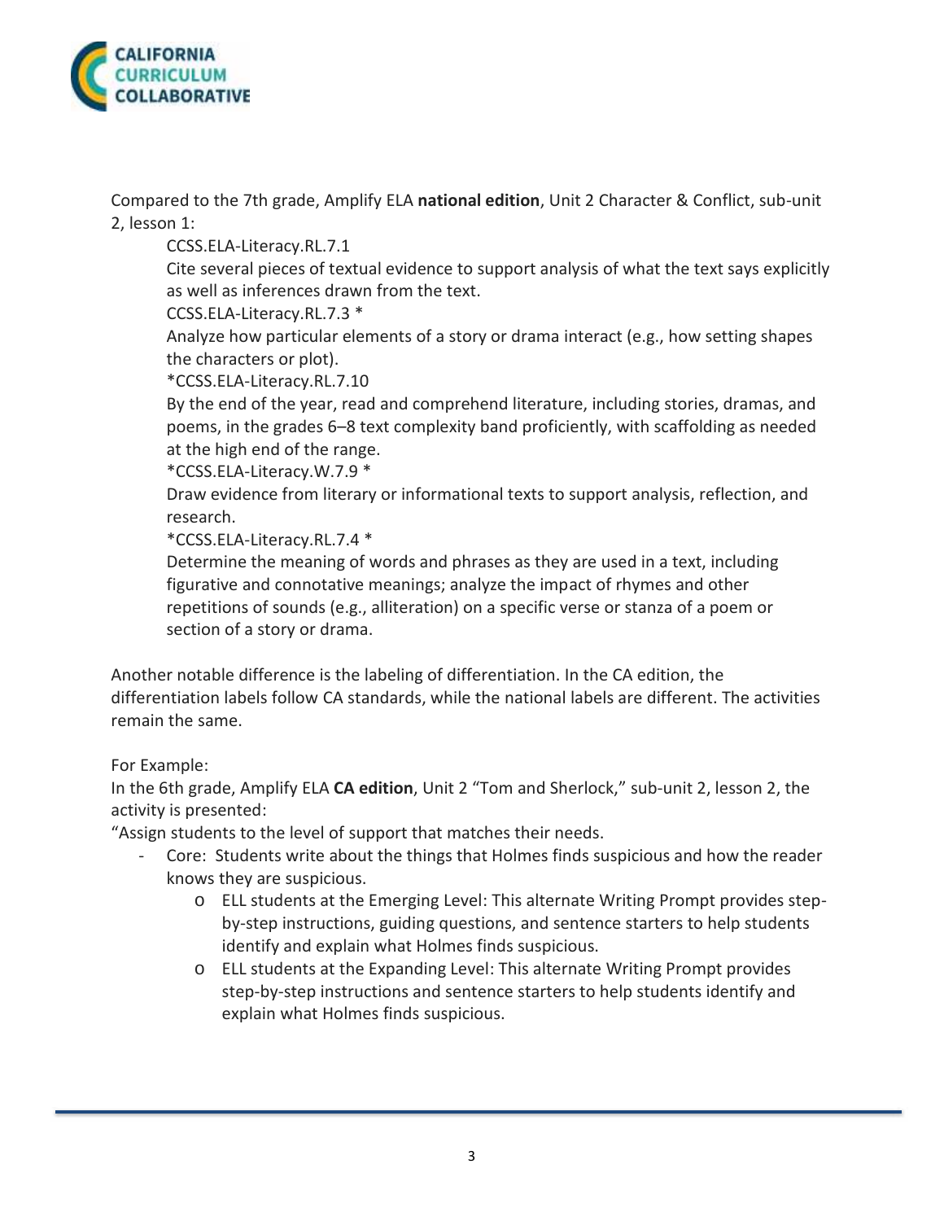Compared to the 7th grade, Amplify ELA **national edition**, Unit 2 Character & Conflict, sub-unit 2, lesson 1:

CCSS.ELA-Literacy.RL.7.1
Cite several pieces of textual evidence to support analysis of what the text says explicitly as well as inferences drawn from the text.
CCSS.ELA-Literacy.RL.7.3 *
Analyze how particular elements of a story or drama interact (e.g., how setting shapes the characters or plot).
*CCSS.ELA-Literacy.RL.7.10
By the end of the year, read and comprehend literature, including stories, dramas, and poems, in the grades 6–8 text complexity band proficiently, with scaffolding as needed at the high end of the range.
*CCSS.ELA-Literacy.W.7.9 *
Draw evidence from literary or informational texts to support analysis, reflection, and research.
*CCSS.ELA-Literacy.RL.7.4 *
Determine the meaning of words and phrases as they are used in a text, including figurative and connotative meanings; analyze the impact of rhymes and other repetitions of sounds (e.g., alliteration) on a specific verse or stanza of a poem or section of a story or drama.

Another notable difference is the labeling of differentiation. In the CA edition, the differentiation labels follow CA standards, while the national labels are different. The activities remain the same.

For Example:
In the 6th grade, Amplify ELA **CA edition**, Unit 2 "Tom and Sherlock," sub-unit 2, lesson 2, the activity is presented:
"Assign students to the level of support that matches their needs.

- Core: Students write about the things that Holmes finds suspicious and how the reader knows they are suspicious.
    - ELL students at the Emerging Level: This alternate Writing Prompt provides step-by-step instructions, guiding questions, and sentence starters to help students identify and explain what Holmes finds suspicious.
    - ELL students at the Expanding Level: This alternate Writing Prompt provides step-by-step instructions and sentence starters to help students identify and explain what Holmes finds suspicious.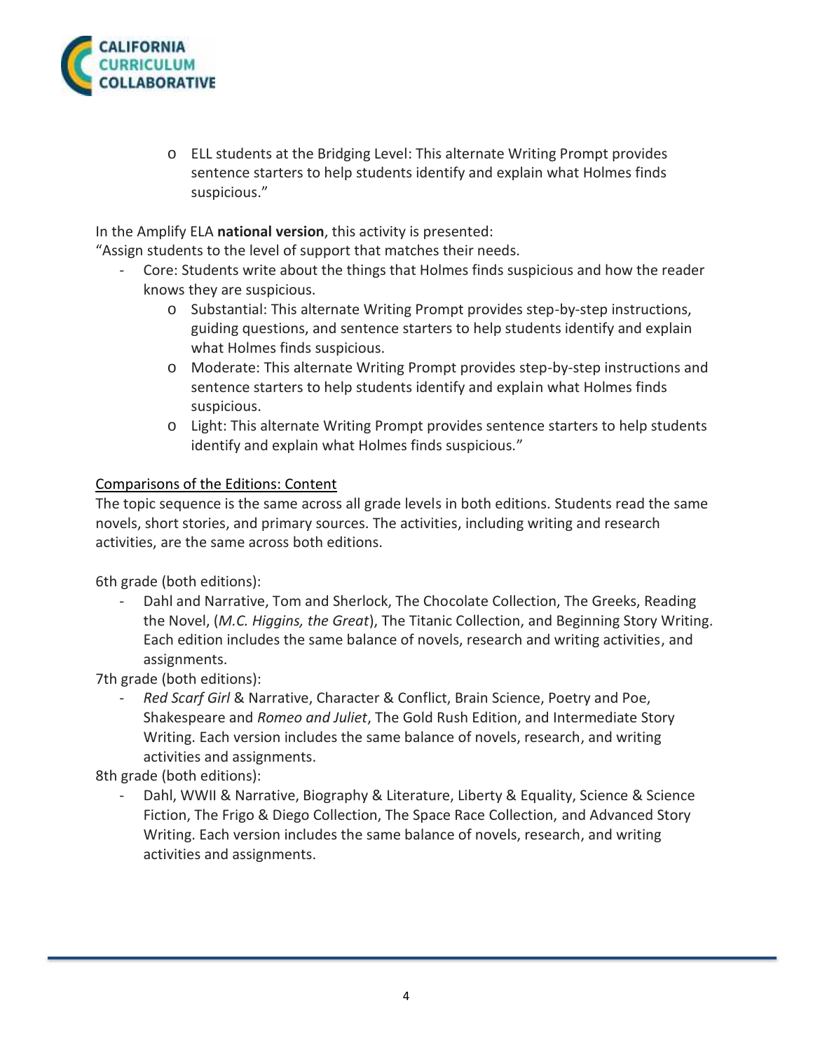- ELL students at the Bridging Level: This alternate Writing Prompt provides sentence starters to help students identify and explain what Holmes finds suspicious."

In the Amplify ELA **national version**, this activity is presented:

"Assign students to the level of support that matches their needs.

- Core: Students write about the things that Holmes finds suspicious and how the reader knows they are suspicious.
    - Substantial: This alternate Writing Prompt provides step-by-step instructions, guiding questions, and sentence starters to help students identify and explain what Holmes finds suspicious.
    - Moderate: This alternate Writing Prompt provides step-by-step instructions and sentence starters to help students identify and explain what Holmes finds suspicious.
    - Light: This alternate Writing Prompt provides sentence starters to help students identify and explain what Holmes finds suspicious."

<u>Comparisons of the Editions: Content</u>

The topic sequence is the same across all grade levels in both editions. Students read the same novels, short stories, and primary sources. The activities, including writing and research activities, are the same across both editions.

6th grade (both editions):

- Dahl and Narrative, Tom and Sherlock, The Chocolate Collection, The Greeks, Reading the Novel, (*M.C. Higgins, the Great*), The Titanic Collection, and Beginning Story Writing. Each edition includes the same balance of novels, research and writing activities, and assignments.

7th grade (both editions):

- *Red Scarf Girl* & Narrative, Character & Conflict, Brain Science, Poetry and Poe, Shakespeare and *Romeo and Juliet*, The Gold Rush Edition, and Intermediate Story Writing. Each version includes the same balance of novels, research, and writing activities and assignments.

8th grade (both editions):

- Dahl, WWII & Narrative, Biography & Literature, Liberty & Equality, Science & Science Fiction, The Frigo & Diego Collection, The Space Race Collection, and Advanced Story Writing. Each version includes the same balance of novels, research, and writing activities and assignments.